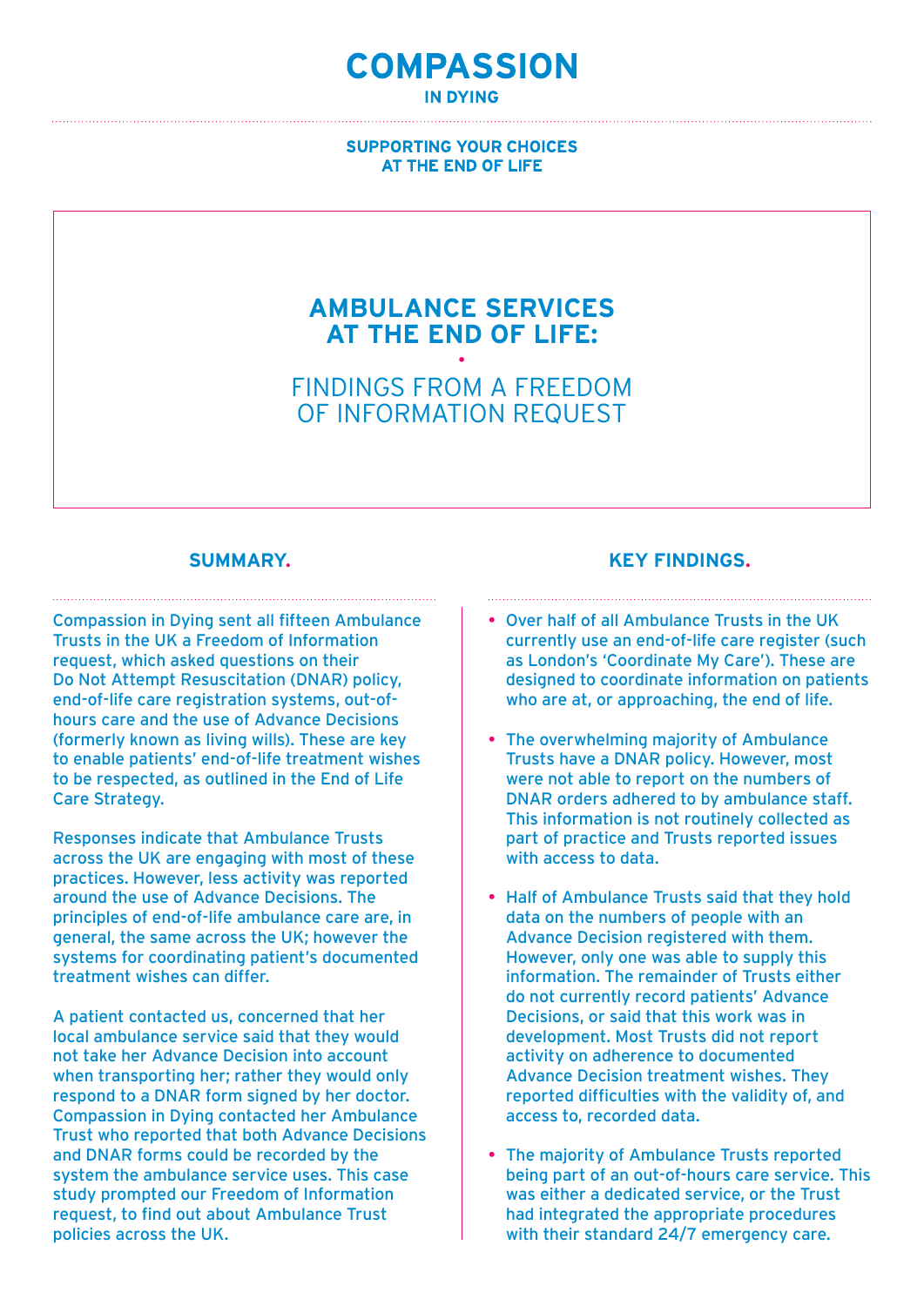# COMPASSION

IN DYING

SUPPORTING YOUR CHOICES AT THE END OF LIFE

# AMBULANCE SERVICES AT THE END OF LIFE:

## FINDINGS FROM A FREEDOM OF INFORMATION REQUEST

## SUMMARY.

Compassion in Dying sent all fifteen Ambulance Trusts in the UK a Freedom of Information request, which asked questions on their Do Not Attempt Resuscitation (DNAR) policy, end-of-life care registration systems, out-of-hours care and the use of Advance Decisions (formerly known as living wills). These are key to enable patients' end-of-life treatment wishes to be respected, as outlined in the End of Life Care Strategy.

Responses indicate that Ambulance Trusts across the UK are engaging with most of these practices. However, less activity was reported around the use of Advance Decisions. The principles of end-of-life ambulance care are, in general, the same across the UK; however the systems for coordinating patient's documented treatment wishes can differ.

A patient contacted us, concerned that her local ambulance service said that they would not take her Advance Decision into account when transporting her; rather they would only respond to a DNAR form signed by her doctor. Compassion in Dying contacted her Ambulance Trust who reported that both Advance Decisions and DNAR forms could be recorded by the system the ambulance service uses. This case study prompted our Freedom of Information request, to find out about Ambulance Trust policies across the UK.

## KEY FINDINGS.

- Over half of all Ambulance Trusts in the UK currently use an end-of-life care register (such as London's 'Coordinate My Care'). These are designed to coordinate information on patients who are at, or approaching, the end of life.
- The overwhelming majority of Ambulance Trusts have a DNAR policy. However, most were not able to report on the numbers of DNAR orders adhered to by ambulance staff. This information is not routinely collected as part of practice and Trusts reported issues with access to data.
- Half of Ambulance Trusts said that they hold data on the numbers of people with an Advance Decision registered with them. However, only one was able to supply this information. The remainder of Trusts either do not currently record patients' Advance Decisions, or said that this work was in development. Most Trusts did not report activity on adherence to documented Advance Decision treatment wishes. They reported difficulties with the validity of, and access to, recorded data.
- The majority of Ambulance Trusts reported being part of an out-of-hours care service. This was either a dedicated service, or the Trust had integrated the appropriate procedures with their standard 24/7 emergency care.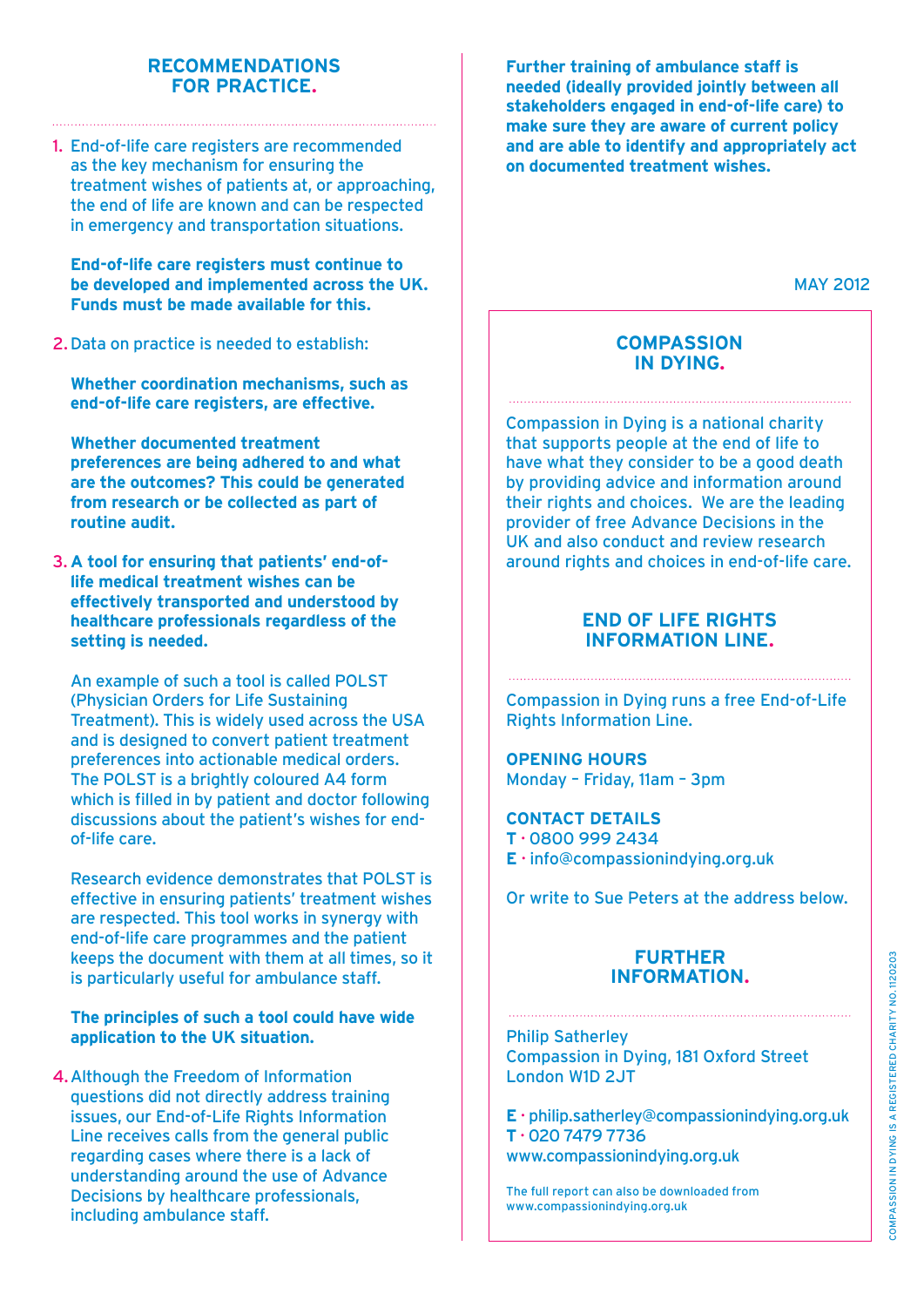## RECOMMENDATIONS FOR PRACTICE.

1. End-of-life care registers are recommended as the key mechanism for ensuring the treatment wishes of patients at, or approaching, the end of life are known and can be respected in emergency and transportation situations.

   **End-of-life care registers must continue to be developed and implemented across the UK. Funds must be made available for this.**

2. Data on practice is needed to establish:

   **Whether coordination mechanisms, such as end-of-life care registers, are effective.**

   **Whether documented treatment preferences are being adhered to and what are the outcomes? This could be generated from research or be collected as part of routine audit.**

3. **A tool for ensuring that patients' end-of-life medical treatment wishes can be effectively transported and understood by healthcare professionals regardless of the setting is needed.**

   An example of such a tool is called POLST (Physician Orders for Life Sustaining Treatment). This is widely used across the USA and is designed to convert patient treatment preferences into actionable medical orders. The POLST is a brightly coloured A4 form which is filled in by patient and doctor following discussions about the patient's wishes for end-of-life care.

   Research evidence demonstrates that POLST is effective in ensuring patients' treatment wishes are respected. This tool works in synergy with end-of-life care programmes and the patient keeps the document with them at all times, so it is particularly useful for ambulance staff.

   **The principles of such a tool could have wide application to the UK situation.**

4. Although the Freedom of Information questions did not directly address training issues, our End-of-Life Rights Information Line receives calls from the general public regarding cases where there is a lack of understanding around the use of Advance Decisions by healthcare professionals, including ambulance staff.

   **Further training of ambulance staff is needed (ideally provided jointly between all stakeholders engaged in end-of-life care) to make sure they are aware of current policy and are able to identify and appropriately act on documented treatment wishes.**

MAY 2012

## COMPASSION IN DYING.

Compassion in Dying is a national charity that supports people at the end of life to have what they consider to be a good death by providing advice and information around their rights and choices. We are the leading provider of free Advance Decisions in the UK and also conduct and review research around rights and choices in end-of-life care.

## END OF LIFE RIGHTS INFORMATION LINE.

Compassion in Dying runs a free End-of-Life Rights Information Line.

**OPENING HOURS**
Monday – Friday, 11am – 3pm

**CONTACT DETAILS**
**T** · 0800 999 2434
**E** · info@compassionindying.org.uk

Or write to Sue Peters at the address below.

## FURTHER INFORMATION.

Philip Satherley
Compassion in Dying, 181 Oxford Street
London W1D 2JT

**E** · philip.satherley@compassionindying.org.uk
**T** · 020 7479 7736
www.compassionindying.org.uk

The full report can also be downloaded from www.compassionindying.org.uk

COMPASSION IN DYING IS A REGISTERED CHARITY NO. 1120203